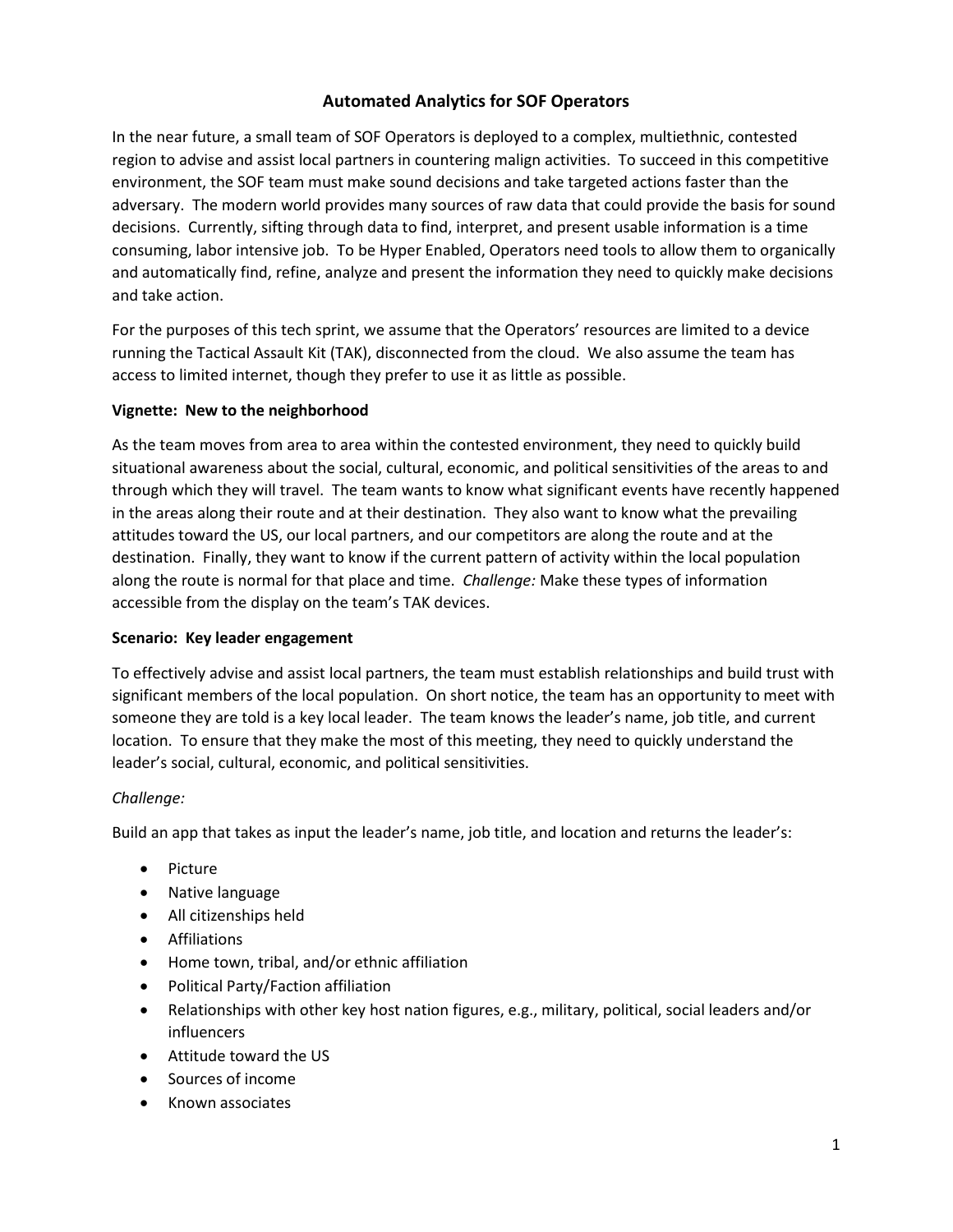# Automated Analytics for SOF Operators

In the near future, a small team of SOF Operators is deployed to a complex, multiethnic, contested region to advise and assist local partners in countering malign activities. To succeed in this competitive environment, the SOF team must make sound decisions and take targeted actions faster than the adversary. The modern world provides many sources of raw data that could provide the basis for sound decisions. Currently, sifting through data to find, interpret, and present usable information is a time consuming, labor intensive job. To be Hyper Enabled, Operators need tools to allow them to organically and automatically find, refine, analyze and present the information they need to quickly make decisions and take action.

For the purposes of this tech sprint, we assume that the Operators' resources are limited to a device running the Tactical Assault Kit (TAK), disconnected from the cloud. We also assume the team has access to limited internet, though they prefer to use it as little as possible.

### Vignette: New to the neighborhood

As the team moves from area to area within the contested environment, they need to quickly build situational awareness about the social, cultural, economic, and political sensitivities of the areas to and through which they will travel. The team wants to know what significant events have recently happened in the areas along their route and at their destination. They also want to know what the prevailing attitudes toward the US, our local partners, and our competitors are along the route and at the destination. Finally, they want to know if the current pattern of activity within the local population along the route is normal for that place and time. *Challenge:* Make these types of information accessible from the display on the team's TAK devices.

### Scenario: Key leader engagement

To effectively advise and assist local partners, the team must establish relationships and build trust with significant members of the local population. On short notice, the team has an opportunity to meet with someone they are told is a key local leader. The team knows the leader's name, job title, and current location. To ensure that they make the most of this meeting, they need to quickly understand the leader's social, cultural, economic, and political sensitivities.

*Challenge:*

Build an app that takes as input the leader's name, job title, and location and returns the leader's:

- Picture
- Native language
- All citizenships held
- Affiliations
- Home town, tribal, and/or ethnic affiliation
- Political Party/Faction affiliation
- Relationships with other key host nation figures, e.g., military, political, social leaders and/or influencers
- Attitude toward the US
- Sources of income
- Known associates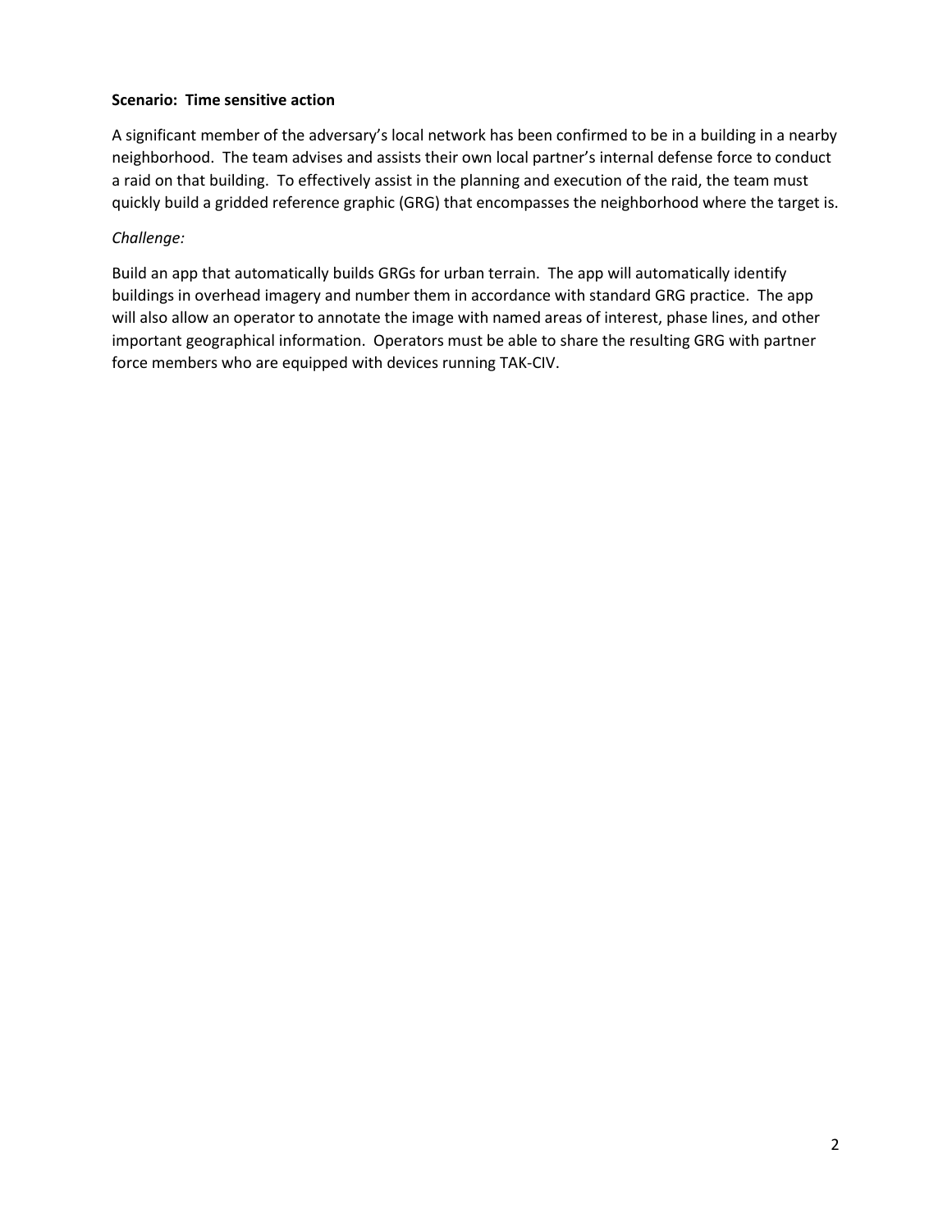**Scenario: Time sensitive action**

A significant member of the adversary's local network has been confirmed to be in a building in a nearby neighborhood. The team advises and assists their own local partner's internal defense force to conduct a raid on that building. To effectively assist in the planning and execution of the raid, the team must quickly build a gridded reference graphic (GRG) that encompasses the neighborhood where the target is.

*Challenge:*

Build an app that automatically builds GRGs for urban terrain. The app will automatically identify buildings in overhead imagery and number them in accordance with standard GRG practice. The app will also allow an operator to annotate the image with named areas of interest, phase lines, and other important geographical information. Operators must be able to share the resulting GRG with partner force members who are equipped with devices running TAK-CIV.